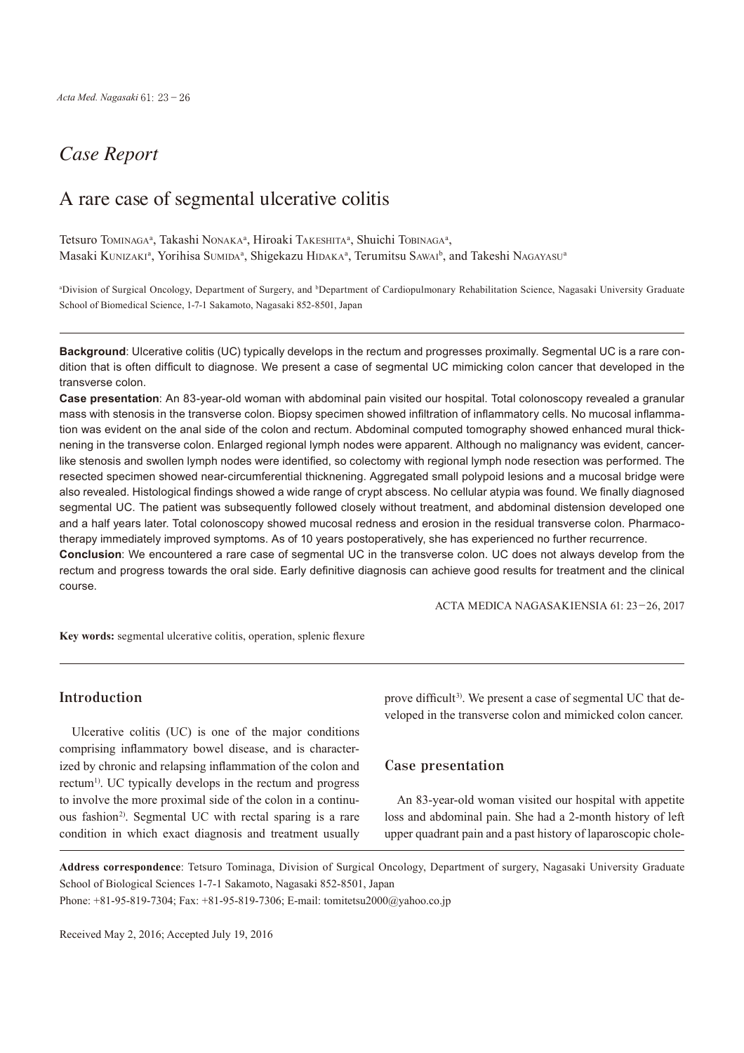## Case Report

# A rare case of segmental ulcerative colitis

Tetsuro Tominaga[a], Takashi Nonaka[a], Hiroaki Takeshita[a], Shuichi Tobinaga[a], Masaki Kunizaki[a], Yorihisa Sumida[a], Shigekazu Hidaka[a], Terumitsu Sawai[b], and Takeshi Nagayasu[a]

[a]Division of Surgical Oncology, Department of Surgery, and [b]Department of Cardiopulmonary Rehabilitation Science, Nagasaki University Graduate School of Biomedical Science, 1-7-1 Sakamoto, Nagasaki 852-8501, Japan

**Background**: Ulcerative colitis (UC) typically develops in the rectum and progresses proximally. Segmental UC is a rare condition that is often difficult to diagnose. We present a case of segmental UC mimicking colon cancer that developed in the transverse colon.

**Case presentation**: An 83-year-old woman with abdominal pain visited our hospital. Total colonoscopy revealed a granular mass with stenosis in the transverse colon. Biopsy specimen showed infiltration of inflammatory cells. No mucosal inflammation was evident on the anal side of the colon and rectum. Abdominal computed tomography showed enhanced mural thickening in the transverse colon. Enlarged regional lymph nodes were apparent. Although no malignancy was evident, cancer-like stenosis and swollen lymph nodes were identified, so colectomy with regional lymph node resection was performed. The resected specimen showed near-circumferential thickening. Aggregated small polypoid lesions and a mucosal bridge were also revealed. Histological findings showed a wide range of crypt abscess. No cellular atypia was found. We finally diagnosed segmental UC. The patient was subsequently followed closely without treatment, and abdominal distension developed one and a half years later. Total colonoscopy showed mucosal redness and erosion in the residual transverse colon. Pharmacotherapy immediately improved symptoms. As of 10 years postoperatively, she has experienced no further recurrence.

**Conclusion**: We encountered a rare case of segmental UC in the transverse colon. UC does not always develop from the rectum and progress towards the oral side. Early definitive diagnosis can achieve good results for treatment and the clinical course.

ACTA MEDICA NAGASAKIENSIA 61: 23−26, 2017

**Key words:** segmental ulcerative colitis, operation, splenic flexure

## Introduction

Ulcerative colitis (UC) is one of the major conditions comprising inflammatory bowel disease, and is characterized by chronic and relapsing inflammation of the colon and rectum[1]. UC typically develops in the rectum and progress to involve the more proximal side of the colon in a continuous fashion[2]. Segmental UC with rectal sparing is a rare condition in which exact diagnosis and treatment usually prove difficult[3]. We present a case of segmental UC that developed in the transverse colon and mimicked colon cancer.

## Case presentation

An 83-year-old woman visited our hospital with appetite loss and abdominal pain. She had a 2-month history of left upper quadrant pain and a past history of laparoscopic chole-

**Address correspondence**: Tetsuro Tominaga, Division of Surgical Oncology, Department of surgery, Nagasaki University Graduate School of Biological Sciences 1-7-1 Sakamoto, Nagasaki 852-8501, Japan
Phone: +81-95-819-7304; Fax: +81-95-819-7306; E-mail: tomitetsu2000@yahoo.co.jp

Received May 2, 2016; Accepted July 19, 2016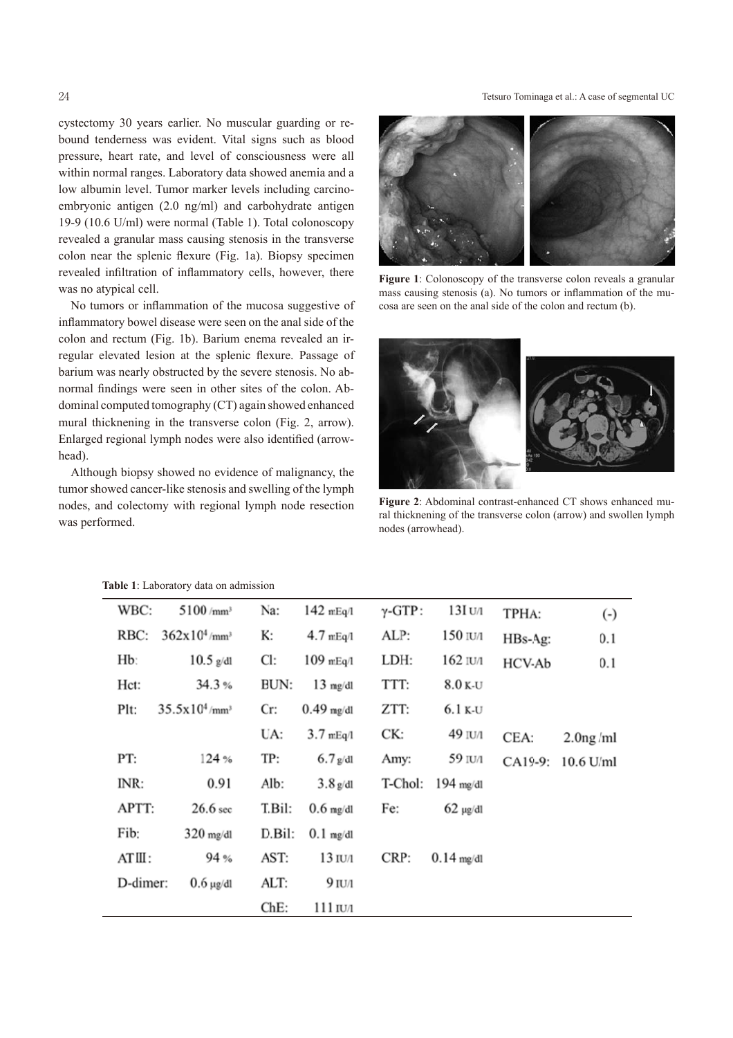cystectomy 30 years earlier. No muscular guarding or rebound tenderness was evident. Vital signs such as blood pressure, heart rate, and level of consciousness were all within normal ranges. Laboratory data showed anemia and a low albumin level. Tumor marker levels including carcinoembryonic antigen (2.0 ng/ml) and carbohydrate antigen 19-9 (10.6 U/ml) were normal (Table 1). Total colonoscopy revealed a granular mass causing stenosis in the transverse colon near the splenic flexure (Fig. 1a). Biopsy specimen revealed infiltration of inflammatory cells, however, there was no atypical cell.

No tumors or inflammation of the mucosa suggestive of inflammatory bowel disease were seen on the anal side of the colon and rectum (Fig. 1b). Barium enema revealed an irregular elevated lesion at the splenic flexure. Passage of barium was nearly obstructed by the severe stenosis. No abnormal findings were seen in other sites of the colon. Abdominal computed tomography (CT) again showed enhanced mural thickening in the transverse colon (Fig. 2, arrow). Enlarged regional lymph nodes were also identified (arrowhead).

Although biopsy showed no evidence of malignancy, the tumor showed cancer-like stenosis and swelling of the lymph nodes, and colectomy with regional lymph node resection was performed.

**Figure 1**: Colonoscopy of the transverse colon reveals a granular mass causing stenosis (a). No tumors or inflammation of the mucosa are seen on the anal side of the colon and rectum (b).

**Figure 2**: Abdominal contrast-enhanced CT shows enhanced mural thickening of the transverse colon (arrow) and swollen lymph nodes (arrowhead).

**Table 1**: Laboratory data on admission

| | | | | | | | |
|---|---|---|---|---|---|---|---|
| WBC: | 5100 /mm³ | Na: | 142 mEq/l | γ-GTP: | 13 U/l | TPHA: | (-) |
| RBC: | 362x10⁴ /mm³ | K: | 4.7 mEq/l | ALP: | 150 IU/l | HBs-Ag: | 0.1 |
| Hb: | 10.5 g/dl | Cl: | 109 mEq/l | LDH: | 162 IU/l | HCV-Ab | 0.1 |
| Hct: | 34.3 % | BUN: | 13 mg/dl | TTT: | 8.0 K-U | | |
| Plt: | 35.5x10⁴ /mm³ | Cr: | 0.49 mg/dl | ZTT: | 6.1 K-U | | |
| | | UA: | 3.7 mEq/l | CK: | 49 IU/l | CEA: | 2.0ng /ml |
| PT: | 124 % | TP: | 6.7 g/dl | Amy: | 59 IU/l | CA19-9: | 10.6 U/ml |
| INR: | 0.91 | Alb: | 3.8 g/dl | T-Chol: | 194 mg/dl | | |
| APTT: | 26.6 sec | T.Bil: | 0.6 mg/dl | Fe: | 62 μg/dl | | |
| Fib: | 320 mg/dl | D.Bil: | 0.1 mg/dl | | | | |
| ATIII: | 94 % | AST: | 13 IU/l | CRP: | 0.14 mg/dl | | |
| D-dimer: | 0.6 μg/dl | ALT: | 9 IU/l | | | | |
| | | ChE: | 111 IU/l | | | | |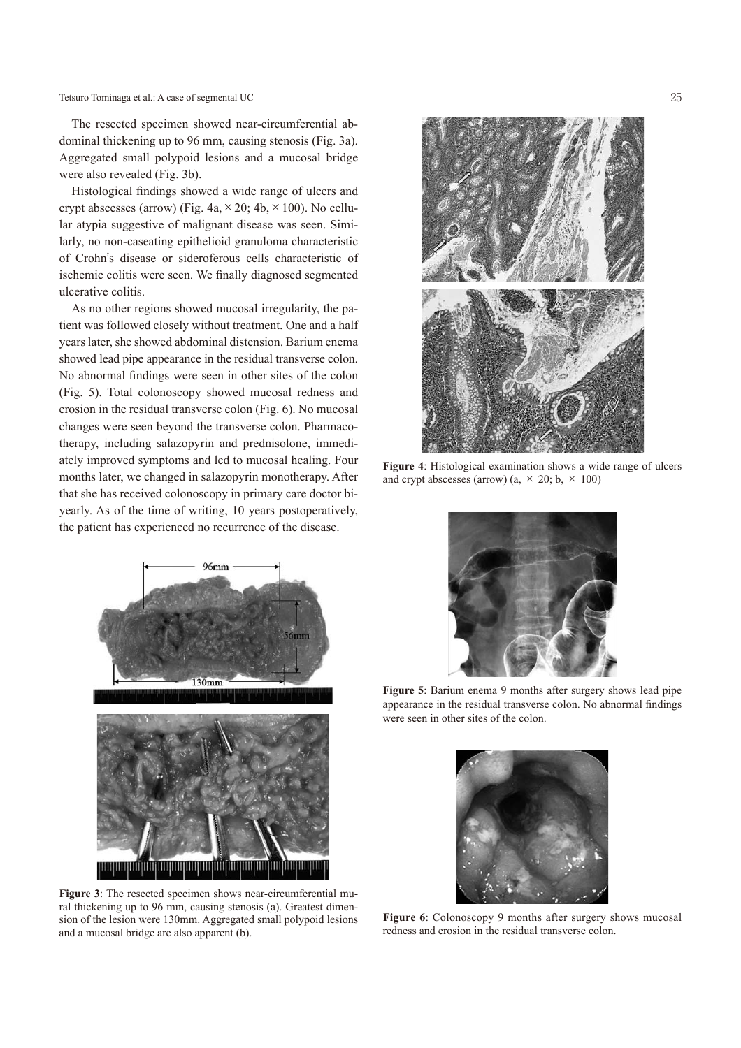The resected specimen showed near-circumferential abdominal thickening up to 96 mm, causing stenosis (Fig. 3a). Aggregated small polypoid lesions and a mucosal bridge were also revealed (Fig. 3b).

Histological findings showed a wide range of ulcers and crypt abscesses (arrow) (Fig. 4a, ×20; 4b, ×100). No cellular atypia suggestive of malignant disease was seen. Similarly, no non-caseating epithelioid granuloma characteristic of Crohn's disease or sideroferous cells characteristic of ischemic colitis were seen. We finally diagnosed segmented ulcerative colitis.

As no other regions showed mucosal irregularity, the patient was followed closely without treatment. One and a half years later, she showed abdominal distension. Barium enema showed lead pipe appearance in the residual transverse colon. No abnormal findings were seen in other sites of the colon (Fig. 5). Total colonoscopy showed mucosal redness and erosion in the residual transverse colon (Fig. 6). No mucosal changes were seen beyond the transverse colon. Pharmacotherapy, including salazopyrin and prednisolone, immediately improved symptoms and led to mucosal healing. Four months later, we changed in salazopyrin monotherapy. After that she has received colonoscopy in primary care doctor biyearly. As of the time of writing, 10 years postoperatively, the patient has experienced no recurrence of the disease.

**Figure 3**: The resected specimen shows near-circumferential mural thickening up to 96 mm, causing stenosis (a). Greatest dimension of the lesion were 130mm. Aggregated small polypoid lesions and a mucosal bridge are also apparent (b).

**Figure 4**: Histological examination shows a wide range of ulcers and crypt abscesses (arrow) (a, × 20; b, × 100)

**Figure 5**: Barium enema 9 months after surgery shows lead pipe appearance in the residual transverse colon. No abnormal findings were seen in other sites of the colon.

**Figure 6**: Colonoscopy 9 months after surgery shows mucosal redness and erosion in the residual transverse colon.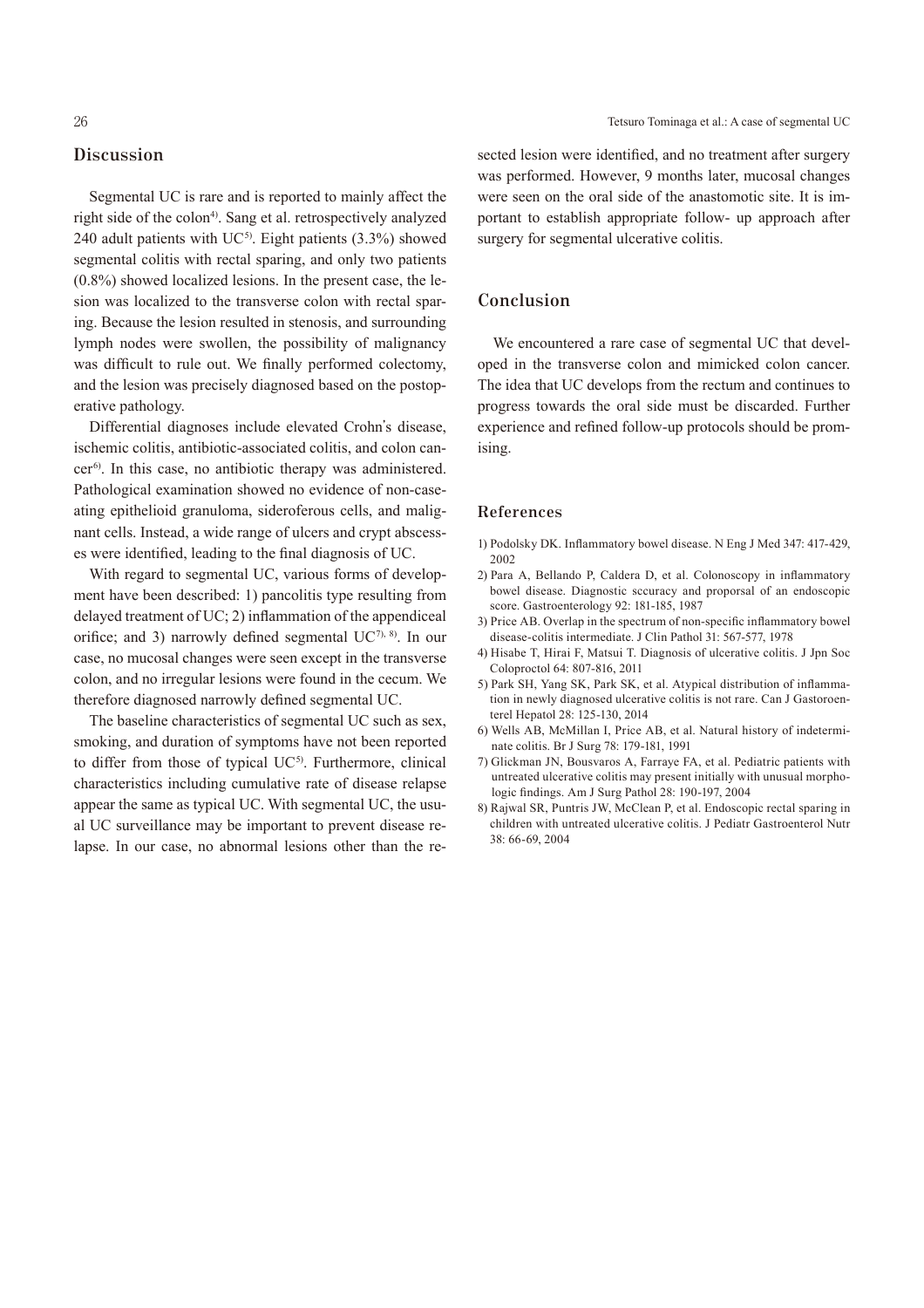## Discussion

Segmental UC is rare and is reported to mainly affect the right side of the colon[4]. Sang et al. retrospectively analyzed 240 adult patients with UC[5]. Eight patients (3.3%) showed segmental colitis with rectal sparing, and only two patients (0.8%) showed localized lesions. In the present case, the lesion was localized to the transverse colon with rectal sparing. Because the lesion resulted in stenosis, and surrounding lymph nodes were swollen, the possibility of malignancy was difficult to rule out. We finally performed colectomy, and the lesion was precisely diagnosed based on the postoperative pathology.

Differential diagnoses include elevated Crohn's disease, ischemic colitis, antibiotic-associated colitis, and colon cancer[6]. In this case, no antibiotic therapy was administered. Pathological examination showed no evidence of non-caseating epithelioid granuloma, sideroferous cells, and malignant cells. Instead, a wide range of ulcers and crypt abscesses were identified, leading to the final diagnosis of UC.

With regard to segmental UC, various forms of development have been described: 1) pancolitis type resulting from delayed treatment of UC; 2) inflammation of the appendiceal orifice; and 3) narrowly defined segmental UC[7, 8]. In our case, no mucosal changes were seen except in the transverse colon, and no irregular lesions were found in the cecum. We therefore diagnosed narrowly defined segmental UC.

The baseline characteristics of segmental UC such as sex, smoking, and duration of symptoms have not been reported to differ from those of typical UC[5]. Furthermore, clinical characteristics including cumulative rate of disease relapse appear the same as typical UC. With segmental UC, the usual UC surveillance may be important to prevent disease relapse. In our case, no abnormal lesions other than the resected lesion were identified, and no treatment after surgery was performed. However, 9 months later, mucosal changes were seen on the oral side of the anastomotic site. It is important to establish appropriate follow- up approach after surgery for segmental ulcerative colitis.

## Conclusion

We encountered a rare case of segmental UC that developed in the transverse colon and mimicked colon cancer. The idea that UC develops from the rectum and continues to progress towards the oral side must be discarded. Further experience and refined follow-up protocols should be promising.

## References

1) Podolsky DK. Inflammatory bowel disease. N Eng J Med 347: 417-429, 2002
2) Para A, Bellando P, Caldera D, et al. Colonoscopy in inflammatory bowel disease. Diagnostic sccuracy and proporsal of an endoscopic score. Gastroenterology 92: 181-185, 1987
3) Price AB. Overlap in the spectrum of non-specific inflammatory bowel disease-colitis intermediate. J Clin Pathol 31: 567-577, 1978
4) Hisabe T, Hirai F, Matsui T. Diagnosis of ulcerative colitis. J Jpn Soc Coloproctol 64: 807-816, 2011
5) Park SH, Yang SK, Park SK, et al. Atypical distribution of inflammation in newly diagnosed ulcerative colitis is not rare. Can J Gastoroenterel Hepatol 28: 125-130, 2014
6) Wells AB, McMillan I, Price AB, et al. Natural history of indeterminate colitis. Br J Surg 78: 179-181, 1991
7) Glickman JN, Bousvaros A, Farraye FA, et al. Pediatric patients with untreated ulcerative colitis may present initially with unusual morphologic findings. Am J Surg Pathol 28: 190-197, 2004
8) Rajwal SR, Puntris JW, McClean P, et al. Endoscopic rectal sparing in children with untreated ulcerative colitis. J Pediatr Gastroenterol Nutr 38: 66-69, 2004